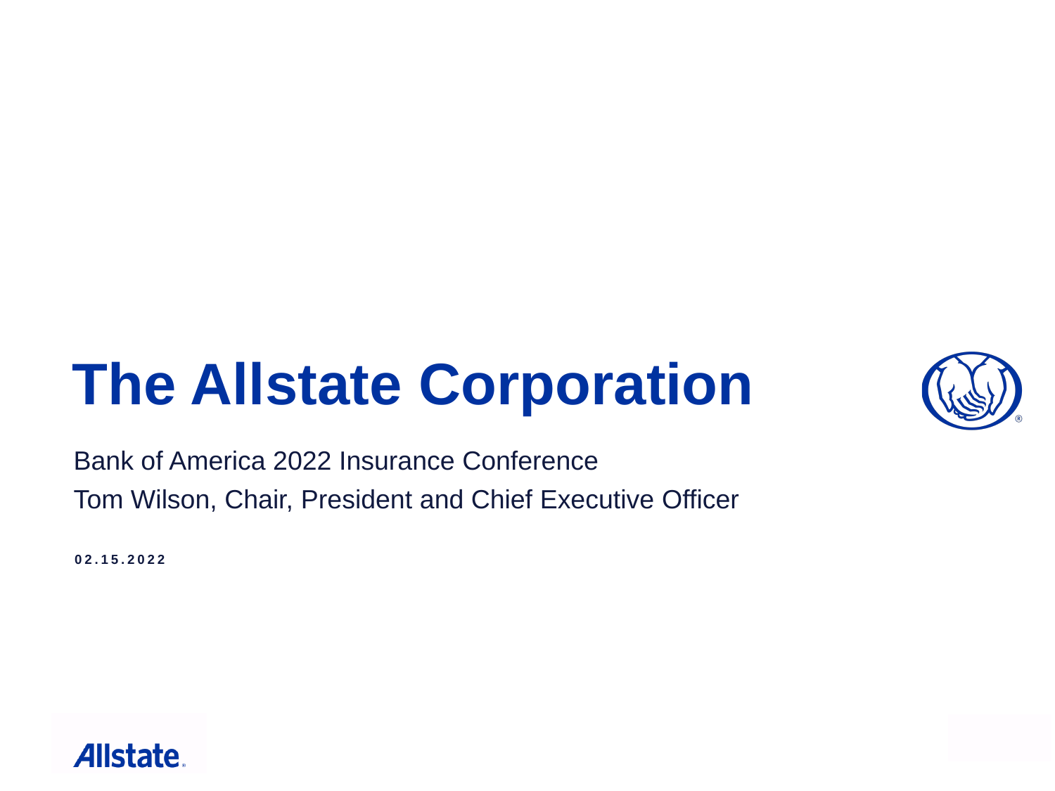# The Allstate Corporation

Bank of America 2022 Insurance Conference

Tom Wilson, Chair, President and Chief Executive Officer

**02.15.2022**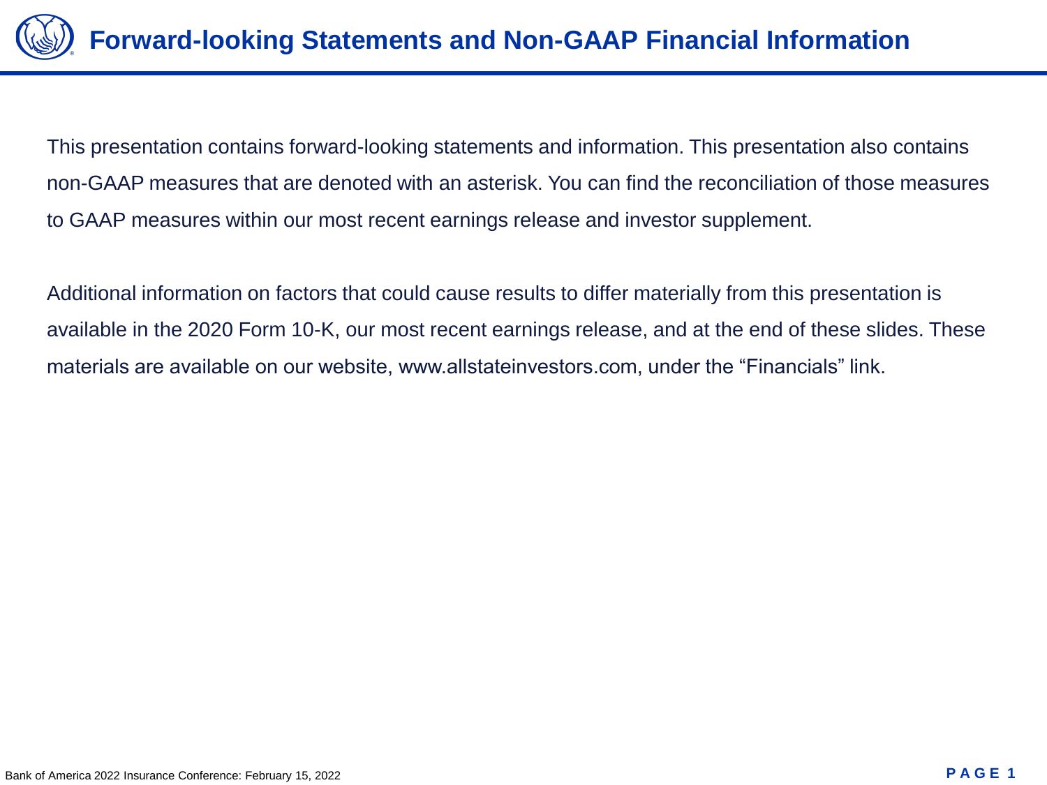# Forward-looking Statements and Non-GAAP Financial Information

This presentation contains forward-looking statements and information. This presentation also contains non-GAAP measures that are denoted with an asterisk. You can find the reconciliation of those measures to GAAP measures within our most recent earnings release and investor supplement.

Additional information on factors that could cause results to differ materially from this presentation is available in the 2020 Form 10-K, our most recent earnings release, and at the end of these slides. These materials are available on our website, www.allstateinvestors.com, under the "Financials" link.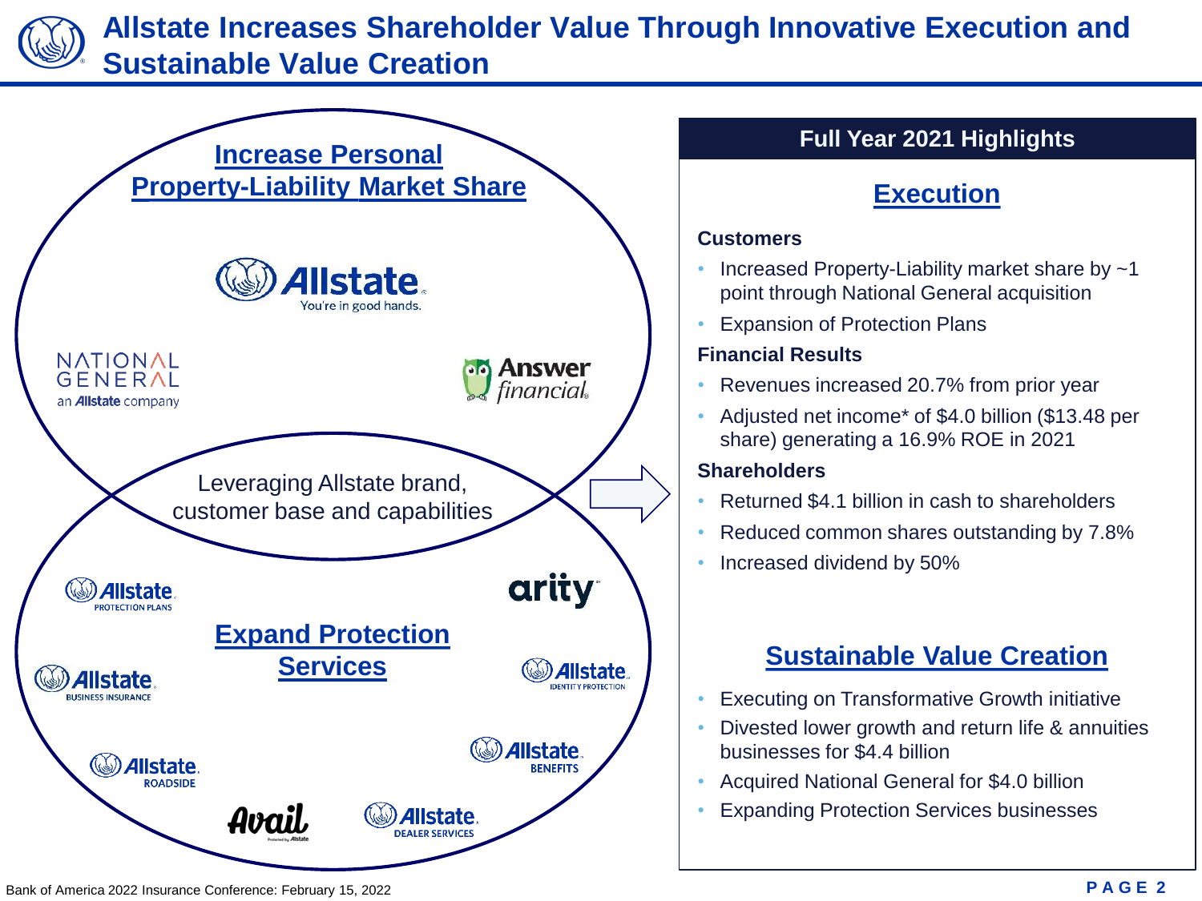# Allstate Increases Shareholder Value Through Innovative Execution and Sustainable Value Creation

## Increase Personal Property-Liability Market Share

Allstate. You're in good hands.

NATIONAL GENERAL an Allstate company

Answer financial

Leveraging Allstate brand, customer base and capabilities

## Expand Protection Services

Allstate Protection Plans

arity

Allstate Business Insurance

Allstate Identity Protection

Allstate Roadside

Allstate Benefits

Avail

Allstate Dealer Services

## Full Year 2021 Highlights

### Execution

**Customers**

- Increased Property-Liability market share by ~1 point through National General acquisition
- Expansion of Protection Plans

**Financial Results**

- Revenues increased 20.7% from prior year
- Adjusted net income* of $4.0 billion ($13.48 per share) generating a 16.9% ROE in 2021

**Shareholders**

- Returned $4.1 billion in cash to shareholders
- Reduced common shares outstanding by 7.8%
- Increased dividend by 50%

### Sustainable Value Creation

- Executing on Transformative Growth initiative
- Divested lower growth and return life & annuities businesses for $4.4 billion
- Acquired National General for $4.0 billion
- Expanding Protection Services businesses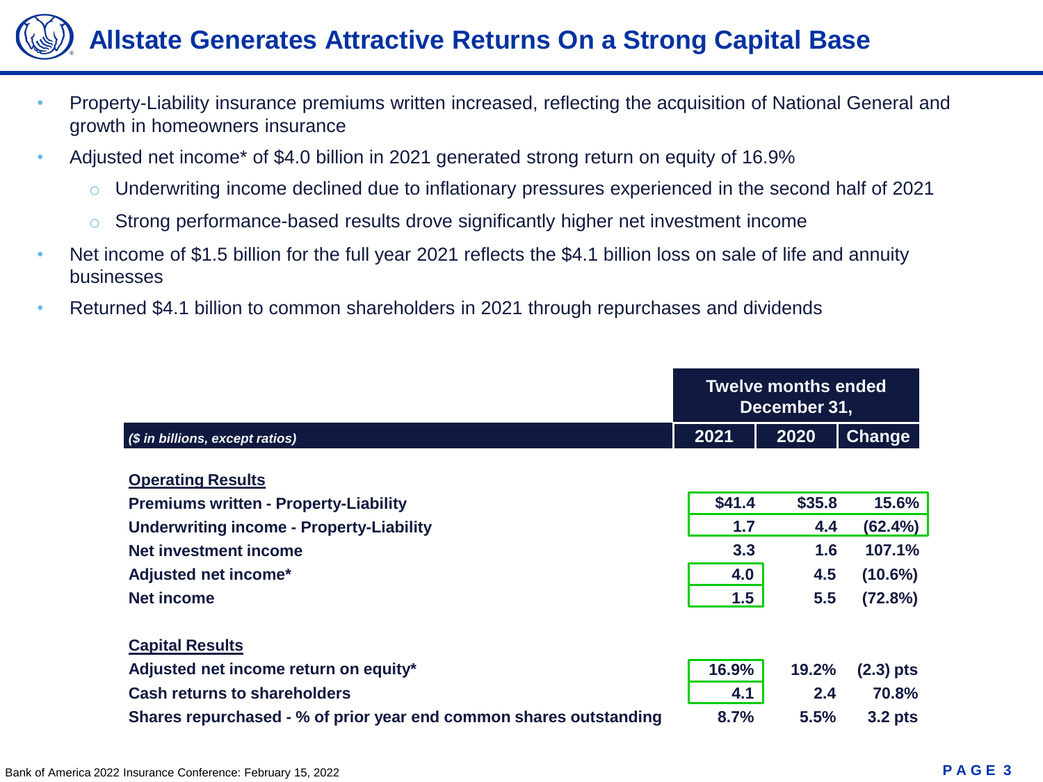# Allstate Generates Attractive Returns On a Strong Capital Base

- Property-Liability insurance premiums written increased, reflecting the acquisition of National General and growth in homeowners insurance
- Adjusted net income* of $4.0 billion in 2021 generated strong return on equity of 16.9%
  - Underwriting income declined due to inflationary pressures experienced in the second half of 2021
  - Strong performance-based results drove significantly higher net investment income
- Net income of $1.5 billion for the full year 2021 reflects the $4.1 billion loss on sale of life and annuity businesses
- Returned $4.1 billion to common shareholders in 2021 through repurchases and dividends

| | Twelve months ended December 31, | | |
|---|---|---|---|
| *($ in billions, except ratios)* | **2021** | **2020** | **Change** |
| **Operating Results** | | | |
| **Premiums written - Property-Liability** | **$41.4** | **$35.8** | **15.6%** |
| **Underwriting income - Property-Liability** | **1.7** | **4.4** | **(62.4%)** |
| **Net investment income** | **3.3** | **1.6** | **107.1%** |
| **Adjusted net income*** | **4.0** | **4.5** | **(10.6%)** |
| **Net income** | **1.5** | **5.5** | **(72.8%)** |
| **Capital Results** | | | |
| **Adjusted net income return on equity*** | **16.9%** | **19.2%** | **(2.3) pts** |
| **Cash returns to shareholders** | **4.1** | **2.4** | **70.8%** |
| **Shares repurchased - % of prior year end common shares outstanding** | **8.7%** | **5.5%** | **3.2 pts** |

Bank of America 2022 Insurance Conference: February 15, 2022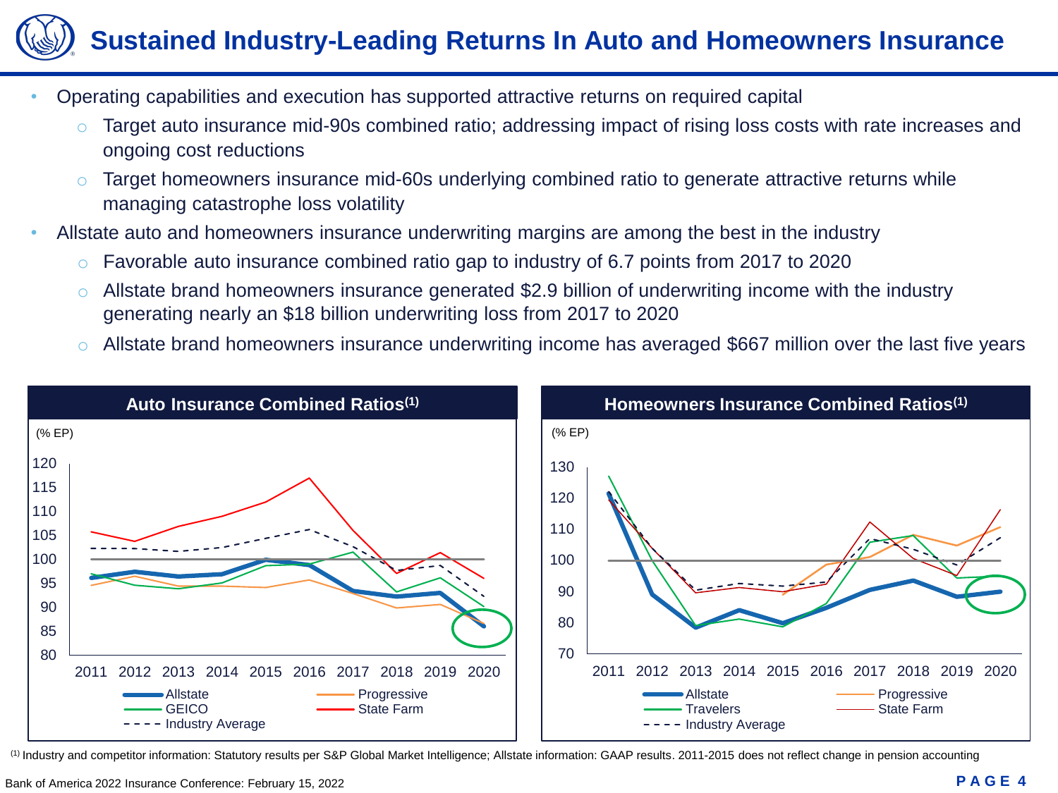# Sustained Industry-Leading Returns In Auto and Homeowners Insurance

- Operating capabilities and execution has supported attractive returns on required capital
  - Target auto insurance mid-90s combined ratio; addressing impact of rising loss costs with rate increases and ongoing cost reductions
  - Target homeowners insurance mid-60s underlying combined ratio to generate attractive returns while managing catastrophe loss volatility
- Allstate auto and homeowners insurance underwriting margins are among the best in the industry
  - Favorable auto insurance combined ratio gap to industry of 6.7 points from 2017 to 2020
  - Allstate brand homeowners insurance generated $2.9 billion of underwriting income with the industry generating nearly an $18 billion underwriting loss from 2017 to 2020
  - Allstate brand homeowners insurance underwriting income has averaged $667 million over the last five years

**Auto Insurance Combined Ratios[1]**

(% EP)

Legend: Allstate, Progressive, GEICO, State Farm, Industry Average

**Homeowners Insurance Combined Ratios[1]**

(% EP)

Legend: Allstate, Progressive, Travelers, State Farm, Industry Average

[1] Industry and competitor information: Statutory results per S&P Global Market Intelligence; Allstate information: GAAP results. 2011-2015 does not reflect change in pension accounting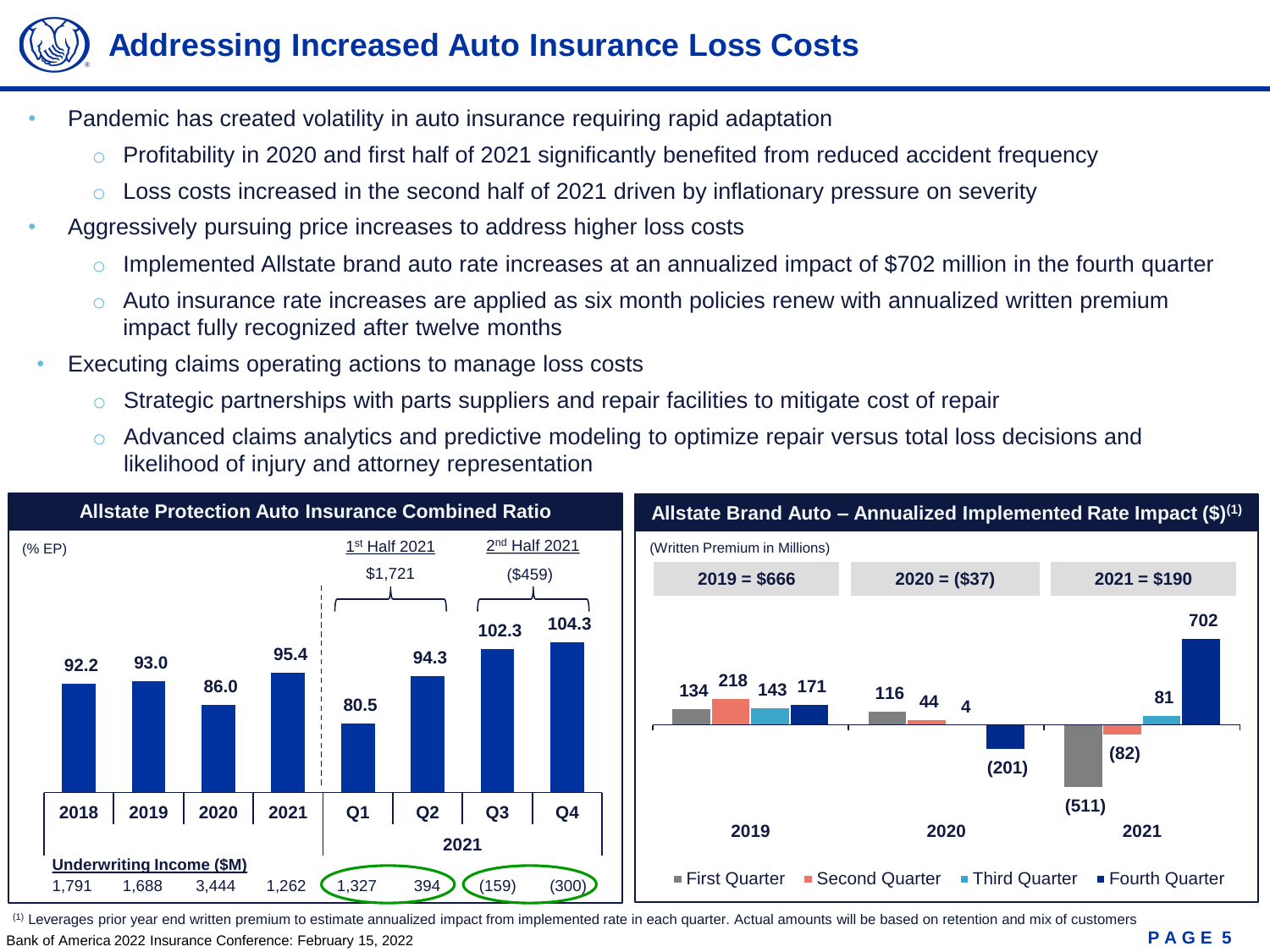# Addressing Increased Auto Insurance Loss Costs

- Pandemic has created volatility in auto insurance requiring rapid adaptation
  - Profitability in 2020 and first half of 2021 significantly benefited from reduced accident frequency
  - Loss costs increased in the second half of 2021 driven by inflationary pressure on severity
- Aggressively pursuing price increases to address higher loss costs
  - Implemented Allstate brand auto rate increases at an annualized impact of $702 million in the fourth quarter
  - Auto insurance rate increases are applied as six month policies renew with annualized written premium impact fully recognized after twelve months
- Executing claims operating actions to manage loss costs
  - Strategic partnerships with parts suppliers and repair facilities to mitigate cost of repair
  - Advanced claims analytics and predictive modeling to optimize repair versus total loss decisions and likelihood of injury and attorney representation

## Allstate Protection Auto Insurance Combined Ratio

(% EP)

1st Half 2021: $1,721 | 2nd Half 2021: ($459)

| | 2018 | 2019 | 2020 | 2021 | 2021 Q1 | 2021 Q2 | 2021 Q3 | 2021 Q4 |
|---|---|---|---|---|---|---|---|---|
| Combined Ratio | 92.2 | 93.0 | 86.0 | 95.4 | 80.5 | 94.3 | 102.3 | 104.3 |
| Underwriting Income ($M) | 1,791 | 1,688 | 3,444 | 1,262 | 1,327 | 394 | (159) | (300) |

## Allstate Brand Auto – Annualized Implemented Rate Impact ($)[1]

(Written Premium in Millions)

| | 2019 = $666 | 2020 = ($37) | 2021 = $190 |
|---|---|---|---|
| First Quarter | 134 | 116 | (511) |
| Second Quarter | 218 | 44 | (82) |
| Third Quarter | 143 | 4 | 81 |
| Fourth Quarter | 171 | (201) | 702 |

[1] Leverages prior year end written premium to estimate annualized impact from implemented rate in each quarter. Actual amounts will be based on retention and mix of customers

Bank of America 2022 Insurance Conference: February 15, 2022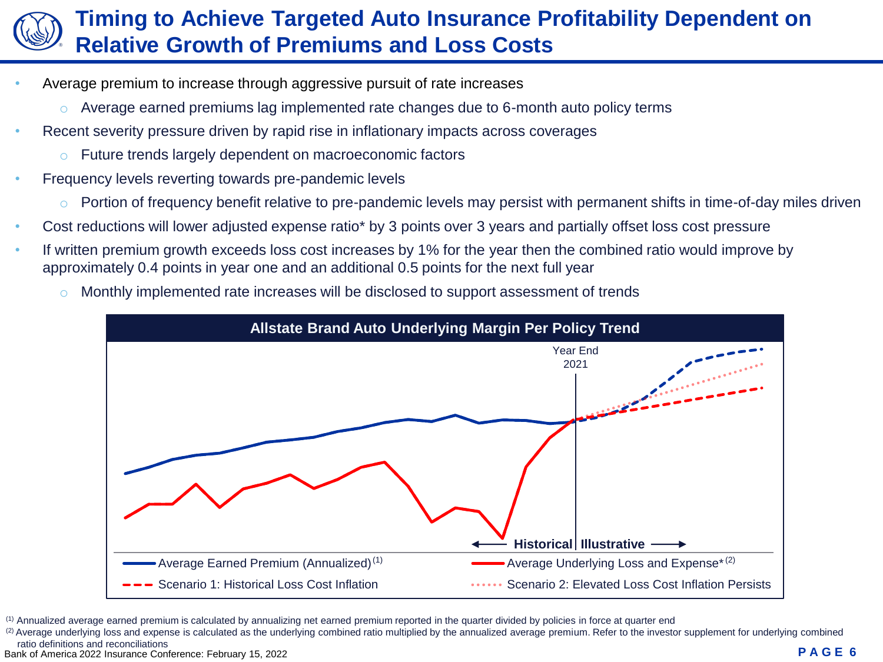# Timing to Achieve Targeted Auto Insurance Profitability Dependent on Relative Growth of Premiums and Loss Costs

- Average premium to increase through aggressive pursuit of rate increases
  - Average earned premiums lag implemented rate changes due to 6-month auto policy terms
- Recent severity pressure driven by rapid rise in inflationary impacts across coverages
  - Future trends largely dependent on macroeconomic factors
- Frequency levels reverting towards pre-pandemic levels
  - Portion of frequency benefit relative to pre-pandemic levels may persist with permanent shifts in time-of-day miles driven
- Cost reductions will lower adjusted expense ratio* by 3 points over 3 years and partially offset loss cost pressure
- If written premium growth exceeds loss cost increases by 1% for the year then the combined ratio would improve by approximately 0.4 points in year one and an additional 0.5 points for the next full year
  - Monthly implemented rate increases will be disclosed to support assessment of trends

**Allstate Brand Auto Underlying Margin Per Policy Trend**

Year End 2021

← Historical | Illustrative →

- Average Earned Premium (Annualized) [1]
- Average Underlying Loss and Expense* [2]
- Scenario 1: Historical Loss Cost Inflation
- Scenario 2: Elevated Loss Cost Inflation Persists

[1] Annualized average earned premium is calculated by annualizing net earned premium reported in the quarter divided by policies in force at quarter end

[2] Average underlying loss and expense is calculated as the underlying combined ratio multiplied by the annualized average premium. Refer to the investor supplement for underlying combined ratio definitions and reconciliations

Bank of America 2022 Insurance Conference: February 15, 2022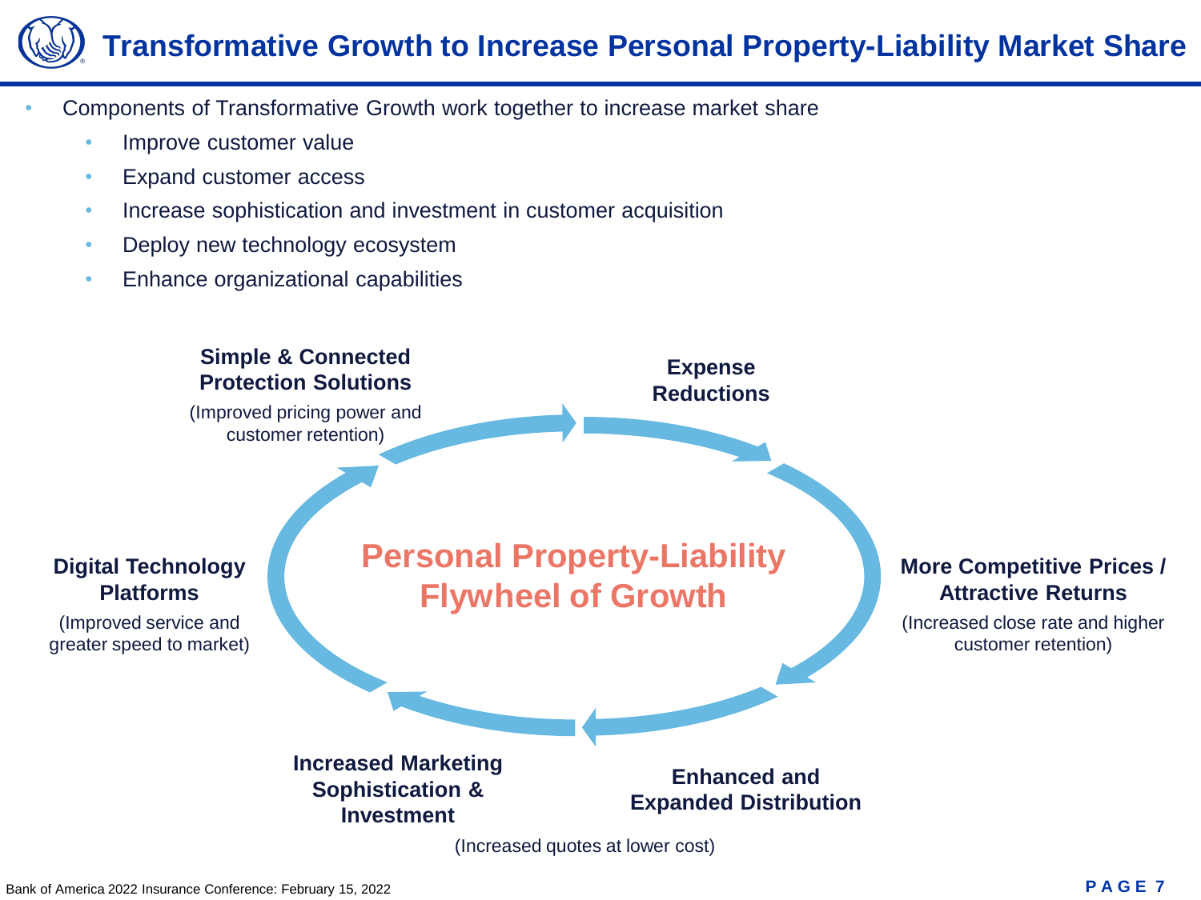# Transformative Growth to Increase Personal Property-Liability Market Share

- Components of Transformative Growth work together to increase market share
  - Improve customer value
  - Expand customer access
  - Increase sophistication and investment in customer acquisition
  - Deploy new technology ecosystem
  - Enhance organizational capabilities

**Personal Property-Liability Flywheel of Growth**

**Simple & Connected Protection Solutions**
(Improved pricing power and customer retention)

**Expense Reductions**

**More Competitive Prices / Attractive Returns**
(Increased close rate and higher customer retention)

**Enhanced and Expanded Distribution**

**Increased Marketing Sophistication & Investment**

(Increased quotes at lower cost)

**Digital Technology Platforms**
(Improved service and greater speed to market)

Bank of America 2022 Insurance Conference: February 15, 2022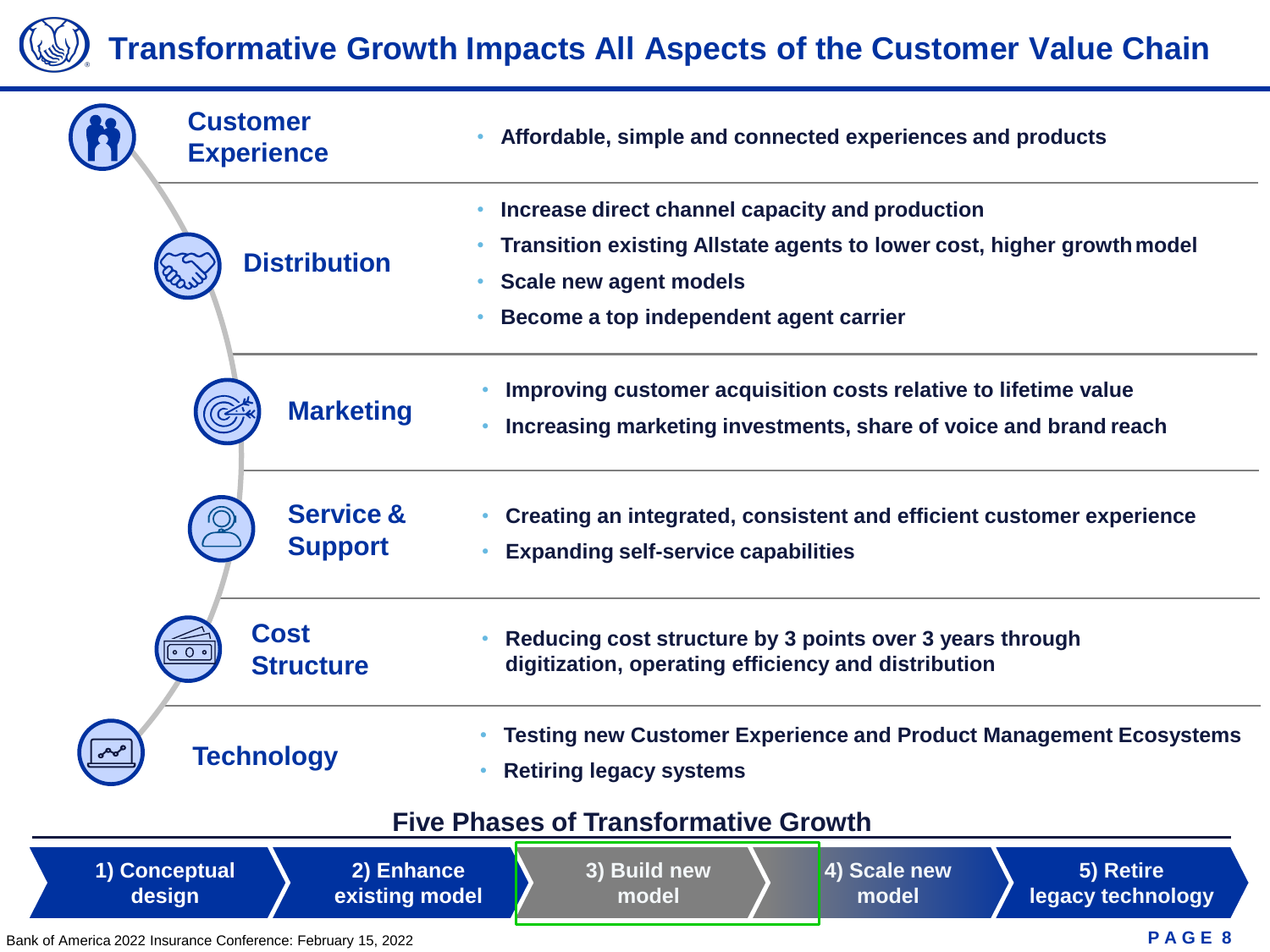# Transformative Growth Impacts All Aspects of the Customer Value Chain

| | |
|---|---|
| **Customer Experience** | • Affordable, simple and connected experiences and products |
| **Distribution** | • Increase direct channel capacity and production<br>• Transition existing Allstate agents to lower cost, higher growth model<br>• Scale new agent models<br>• Become a top independent agent carrier |
| **Marketing** | • Improving customer acquisition costs relative to lifetime value<br>• Increasing marketing investments, share of voice and brand reach |
| **Service & Support** | • Creating an integrated, consistent and efficient customer experience<br>• Expanding self-service capabilities |
| **Cost Structure** | • Reducing cost structure by 3 points over 3 years through digitization, operating efficiency and distribution |
| **Technology** | • Testing new Customer Experience and Product Management Ecosystems<br>• Retiring legacy systems |

## Five Phases of Transformative Growth

1) Conceptual design → 2) Enhance existing model → 3) Build new model → 4) Scale new model → 5) Retire legacy technology

Bank of America 2022 Insurance Conference: February 15, 2022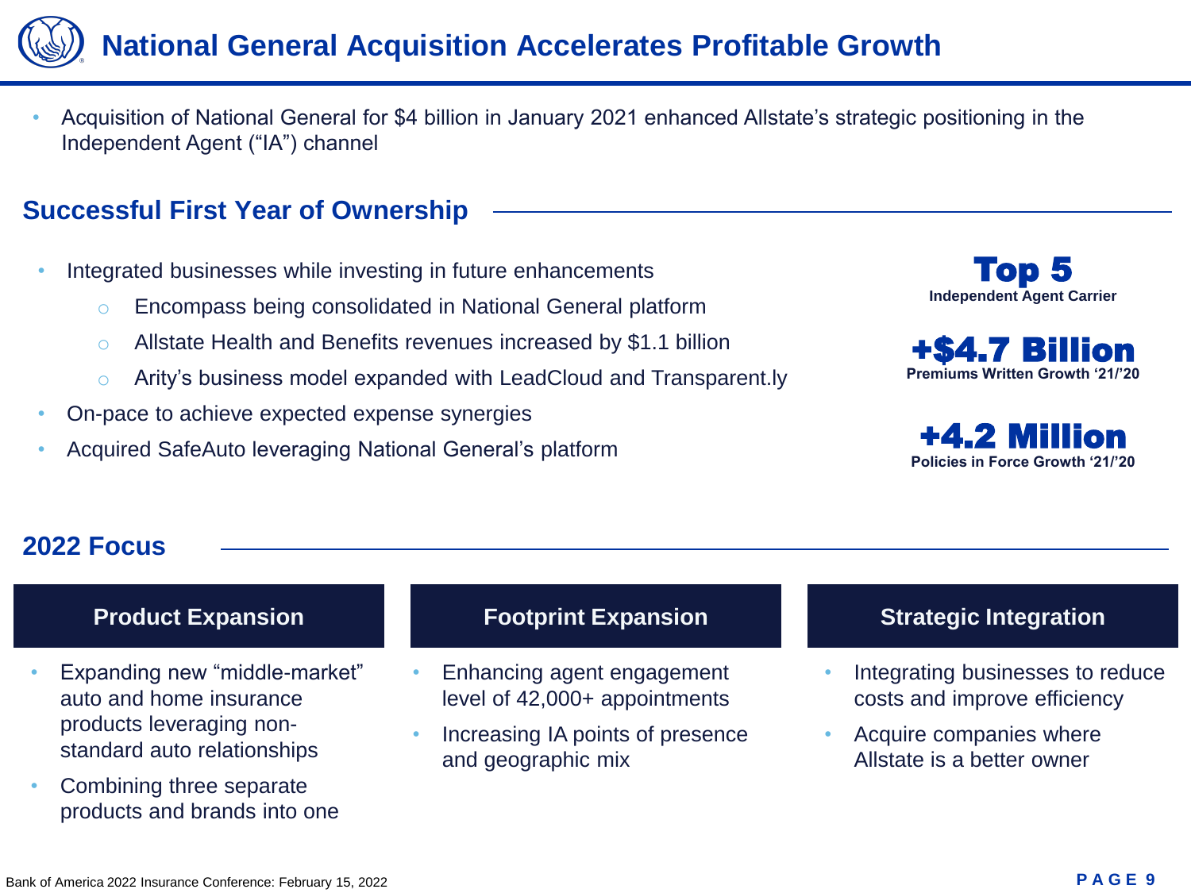# National General Acquisition Accelerates Profitable Growth

- Acquisition of National General for $4 billion in January 2021 enhanced Allstate's strategic positioning in the Independent Agent ("IA") channel

## Successful First Year of Ownership

- Integrated businesses while investing in future enhancements
  - Encompass being consolidated in National General platform
  - Allstate Health and Benefits revenues increased by $1.1 billion
  - Arity's business model expanded with LeadCloud and Transparent.ly
- On-pace to achieve expected expense synergies
- Acquired SafeAuto leveraging National General's platform

**Top 5**
Independent Agent Carrier

**+$4.7 Billion**
Premiums Written Growth '21/'20

**+4.2 Million**
Policies in Force Growth '21/'20

## 2022 Focus

### Product Expansion

- Expanding new "middle-market" auto and home insurance products leveraging non-standard auto relationships
- Combining three separate products and brands into one

### Footprint Expansion

- Enhancing agent engagement level of 42,000+ appointments
- Increasing IA points of presence and geographic mix

### Strategic Integration

- Integrating businesses to reduce costs and improve efficiency
- Acquire companies where Allstate is a better owner

Bank of America 2022 Insurance Conference: February 15, 2022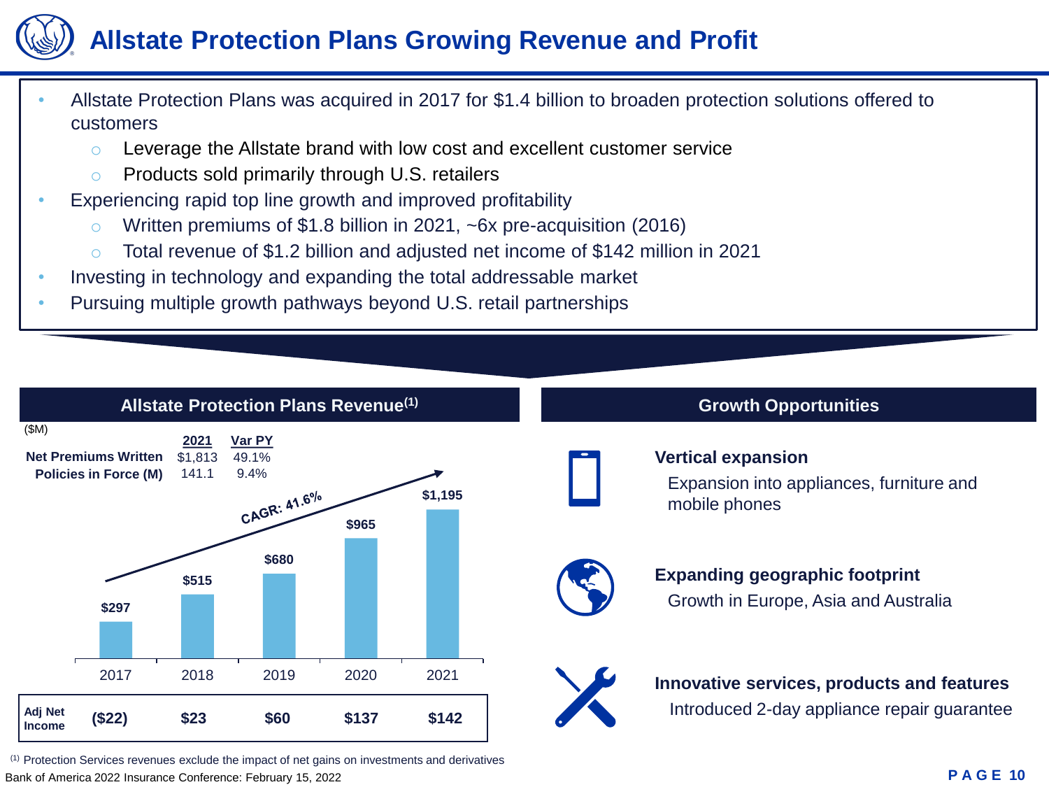# Allstate Protection Plans Growing Revenue and Profit

- Allstate Protection Plans was acquired in 2017 for $1.4 billion to broaden protection solutions offered to customers
  - Leverage the Allstate brand with low cost and excellent customer service
  - Products sold primarily through U.S. retailers
- Experiencing rapid top line growth and improved profitability
  - Written premiums of $1.8 billion in 2021, ~6x pre-acquisition (2016)
  - Total revenue of $1.2 billion and adjusted net income of $142 million in 2021
- Investing in technology and expanding the total addressable market
- Pursuing multiple growth pathways beyond U.S. retail partnerships

## Allstate Protection Plans Revenue[1]

($M)

| | 2021 | Var PY |
|---|---|---|
| Net Premiums Written | $1,813 | 49.1% |
| Policies in Force (M) | 141.1 | 9.4% |

CAGR: 41.6%

| | 2017 | 2018 | 2019 | 2020 | 2021 |
|---|---|---|---|---|---|
| Revenue | $297 | $515 | $680 | $965 | $1,195 |
| Adj Net Income | ($22) | $23 | $60 | $137 | $142 |

## Growth Opportunities

**Vertical expansion**

Expansion into appliances, furniture and mobile phones

**Expanding geographic footprint**

Growth in Europe, Asia and Australia

**Innovative services, products and features**

Introduced 2-day appliance repair guarantee

[1] Protection Services revenues exclude the impact of net gains on investments and derivatives

Bank of America 2022 Insurance Conference: February 15, 2022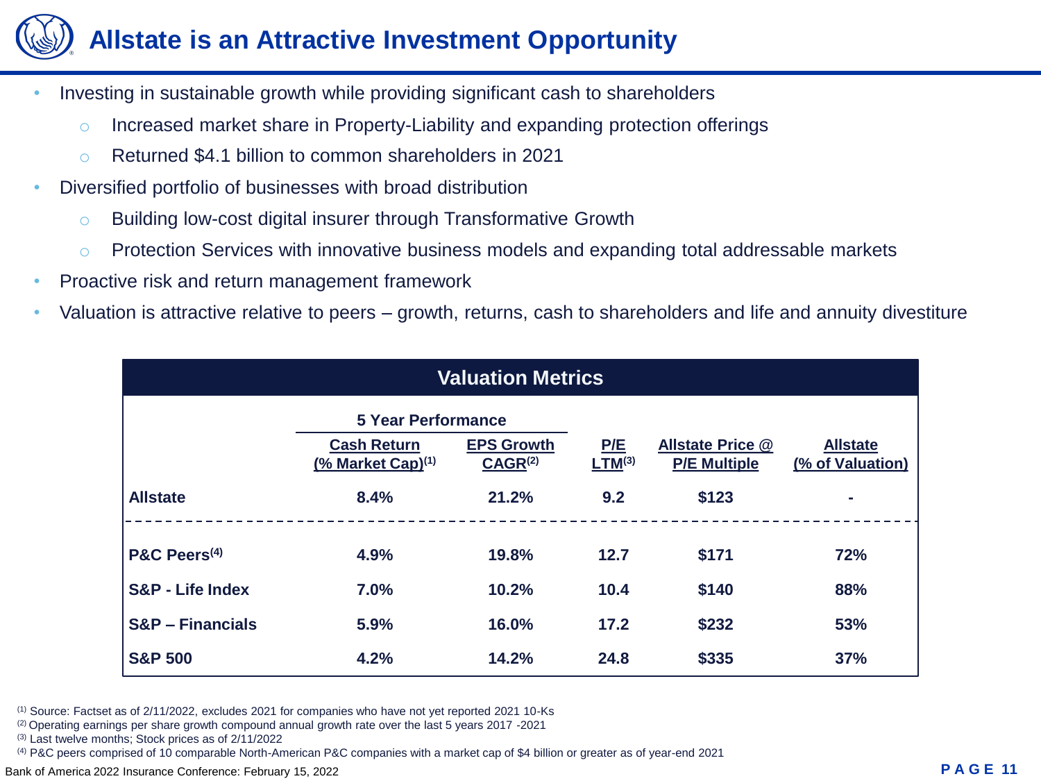# Allstate is an Attractive Investment Opportunity

- Investing in sustainable growth while providing significant cash to shareholders
  - Increased market share in Property-Liability and expanding protection offerings
  - Returned $4.1 billion to common shareholders in 2021
- Diversified portfolio of businesses with broad distribution
  - Building low-cost digital insurer through Transformative Growth
  - Protection Services with innovative business models and expanding total addressable markets
- Proactive risk and return management framework
- Valuation is attractive relative to peers – growth, returns, cash to shareholders and life and annuity divestiture

**Valuation Metrics**

| | 5 Year Performance | | | | |
|---|---|---|---|---|---|
| | Cash Return (% Market Cap)[1] | EPS Growth CAGR[2] | P/E LTM[3] | Allstate Price @ P/E Multiple | Allstate (% of Valuation) |
| **Allstate** | 8.4% | 21.2% | 9.2 | $123 | - |
| **P&C Peers[4]** | 4.9% | 19.8% | 12.7 | $171 | 72% |
| **S&P - Life Index** | 7.0% | 10.2% | 10.4 | $140 | 88% |
| **S&P – Financials** | 5.9% | 16.0% | 17.2 | $232 | 53% |
| **S&P 500** | 4.2% | 14.2% | 24.8 | $335 | 37% |

[1] Source: Factset as of 2/11/2022, excludes 2021 for companies who have not yet reported 2021 10-Ks
[2] Operating earnings per share growth compound annual growth rate over the last 5 years 2017 -2021
[3] Last twelve months; Stock prices as of 2/11/2022
[4] P&C peers comprised of 10 comparable North-American P&C companies with a market cap of $4 billion or greater as of year-end 2021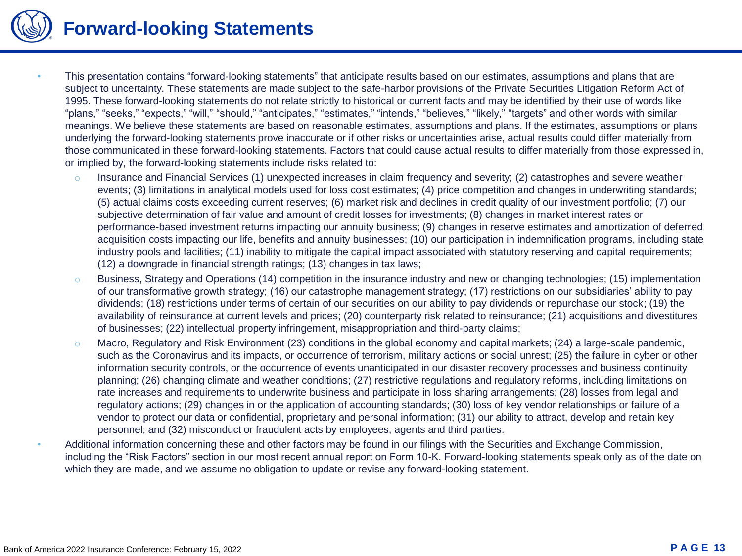# Forward-looking Statements

- This presentation contains "forward-looking statements" that anticipate results based on our estimates, assumptions and plans that are subject to uncertainty. These statements are made subject to the safe-harbor provisions of the Private Securities Litigation Reform Act of 1995. These forward-looking statements do not relate strictly to historical or current facts and may be identified by their use of words like "plans," "seeks," "expects," "will," "should," "anticipates," "estimates," "intends," "believes," "likely," "targets" and other words with similar meanings. We believe these statements are based on reasonable estimates, assumptions and plans. If the estimates, assumptions or plans underlying the forward-looking statements prove inaccurate or if other risks or uncertainties arise, actual results could differ materially from those communicated in these forward-looking statements. Factors that could cause actual results to differ materially from those expressed in, or implied by, the forward-looking statements include risks related to:
  - Insurance and Financial Services (1) unexpected increases in claim frequency and severity; (2) catastrophes and severe weather events; (3) limitations in analytical models used for loss cost estimates; (4) price competition and changes in underwriting standards; (5) actual claims costs exceeding current reserves; (6) market risk and declines in credit quality of our investment portfolio; (7) our subjective determination of fair value and amount of credit losses for investments; (8) changes in market interest rates or performance-based investment returns impacting our annuity business; (9) changes in reserve estimates and amortization of deferred acquisition costs impacting our life, benefits and annuity businesses; (10) our participation in indemnification programs, including state industry pools and facilities; (11) inability to mitigate the capital impact associated with statutory reserving and capital requirements; (12) a downgrade in financial strength ratings; (13) changes in tax laws;
  - Business, Strategy and Operations (14) competition in the insurance industry and new or changing technologies; (15) implementation of our transformative growth strategy; (16) our catastrophe management strategy; (17) restrictions on our subsidiaries' ability to pay dividends; (18) restrictions under terms of certain of our securities on our ability to pay dividends or repurchase our stock; (19) the availability of reinsurance at current levels and prices; (20) counterparty risk related to reinsurance; (21) acquisitions and divestitures of businesses; (22) intellectual property infringement, misappropriation and third-party claims;
  - Macro, Regulatory and Risk Environment (23) conditions in the global economy and capital markets; (24) a large-scale pandemic, such as the Coronavirus and its impacts, or occurrence of terrorism, military actions or social unrest; (25) the failure in cyber or other information security controls, or the occurrence of events unanticipated in our disaster recovery processes and business continuity planning; (26) changing climate and weather conditions; (27) restrictive regulations and regulatory reforms, including limitations on rate increases and requirements to underwrite business and participate in loss sharing arrangements; (28) losses from legal and regulatory actions; (29) changes in or the application of accounting standards; (30) loss of key vendor relationships or failure of a vendor to protect our data or confidential, proprietary and personal information; (31) our ability to attract, develop and retain key personnel; and (32) misconduct or fraudulent acts by employees, agents and third parties.
- Additional information concerning these and other factors may be found in our filings with the Securities and Exchange Commission, including the "Risk Factors" section in our most recent annual report on Form 10-K. Forward-looking statements speak only as of the date on which they are made, and we assume no obligation to update or revise any forward-looking statement.